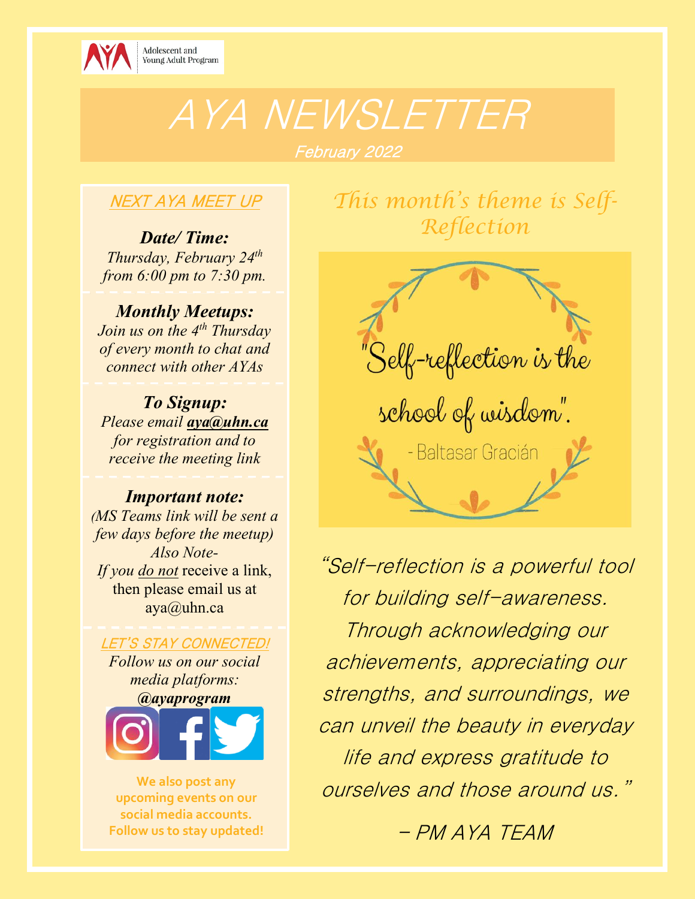Adolescent and Young Adult Program

# AYA NEWSLETTER

February 2022

## NEXT AYA MEET UP

***Date/ Time:***
*Thursday, February 24th from 6:00 pm to 7:30 pm.*

***Monthly Meetups:***
*Join us on the 4th Thursday of every month to chat and connect with other AYAs*

***To Signup:***
*Please email* ***aya@uhn.ca*** *for registration and to receive the meeting link*

***Important note:***
*(MS Teams link will be sent a few days before the meetup)*
*Also Note-*
*If you do not* receive a link, then please email us at aya@uhn.ca

## LET'S STAY CONNECTED!

*Follow us on our social media platforms:*
***@ayaprogram***

**We also post any upcoming events on our social media accounts. Follow us to stay updated!**

## This month's theme is Self-Reflection

"Self-reflection is the school of wisdom".
- Baltasar Gracián

*"Self-reflection is a powerful tool for building self-awareness. Through acknowledging our achievements, appreciating our strengths, and surroundings, we can unveil the beauty in everyday life and express gratitude to ourselves and those around us."*

*– PM AYA TEAM*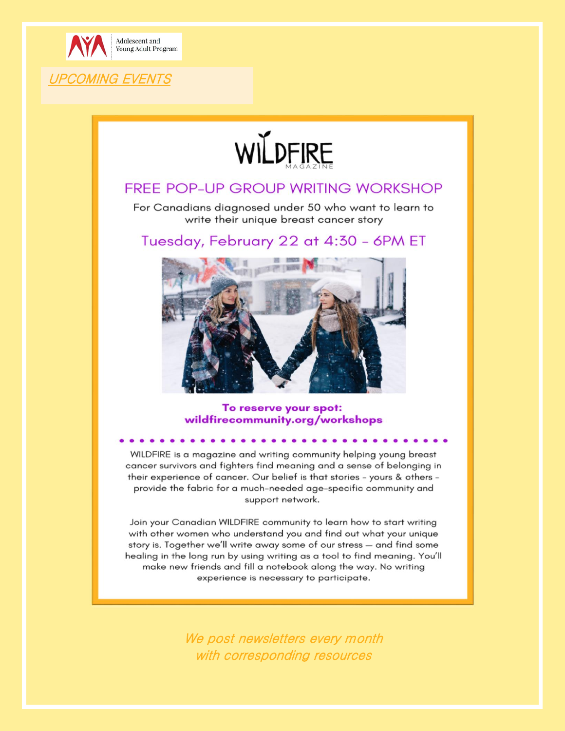Adolescent and Young Adult Program

## UPCOMING EVENTS

# WILDFIRE

MAGAZINE

## FREE POP-UP GROUP WRITING WORKSHOP

For Canadians diagnosed under 50 who want to learn to write their unique breast cancer story

### Tuesday, February 22 at 4:30 - 6PM ET

**To reserve your spot: wildfirecommunity.org/workshops**

WILDFIRE is a magazine and writing community helping young breast cancer survivors and fighters find meaning and a sense of belonging in their experience of cancer. Our belief is that stories - yours & others - provide the fabric for a much-needed age-specific community and support network.

Join your Canadian WILDFIRE community to learn how to start writing with other women who understand you and find out what your unique story is. Together we'll write away some of our stress — and find some healing in the long run by using writing as a tool to find meaning. You'll make new friends and fill a notebook along the way. No writing experience is necessary to participate.

*We post newsletters every month with corresponding resources*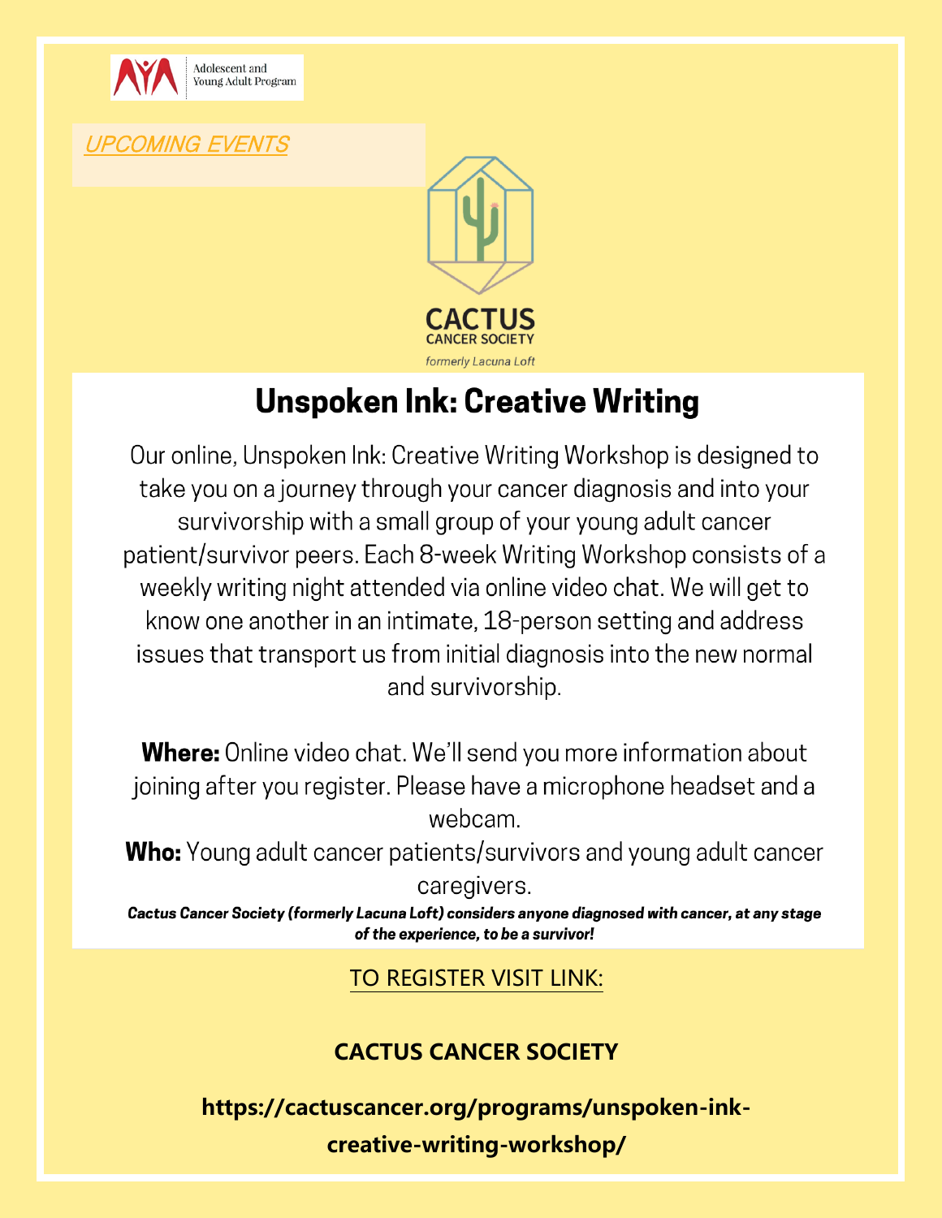Adolescent and Young Adult Program

*UPCOMING EVENTS*

CACTUS CANCER SOCIETY

*formerly Lacuna Loft*

# Unspoken Ink: Creative Writing

Our online, Unspoken Ink: Creative Writing Workshop is designed to take you on a journey through your cancer diagnosis and into your survivorship with a small group of your young adult cancer patient/survivor peers. Each 8-week Writing Workshop consists of a weekly writing night attended via online video chat. We will get to know one another in an intimate, 18-person setting and address issues that transport us from initial diagnosis into the new normal and survivorship.

**Where:** Online video chat. We'll send you more information about joining after you register. Please have a microphone headset and a webcam.

**Who:** Young adult cancer patients/survivors and young adult cancer caregivers.

***Cactus Cancer Society (formerly Lacuna Loft) considers anyone diagnosed with cancer, at any stage of the experience, to be a survivor!***

TO REGISTER VISIT LINK:

**CACTUS CANCER SOCIETY**

**https://cactuscancer.org/programs/unspoken-ink-creative-writing-workshop/**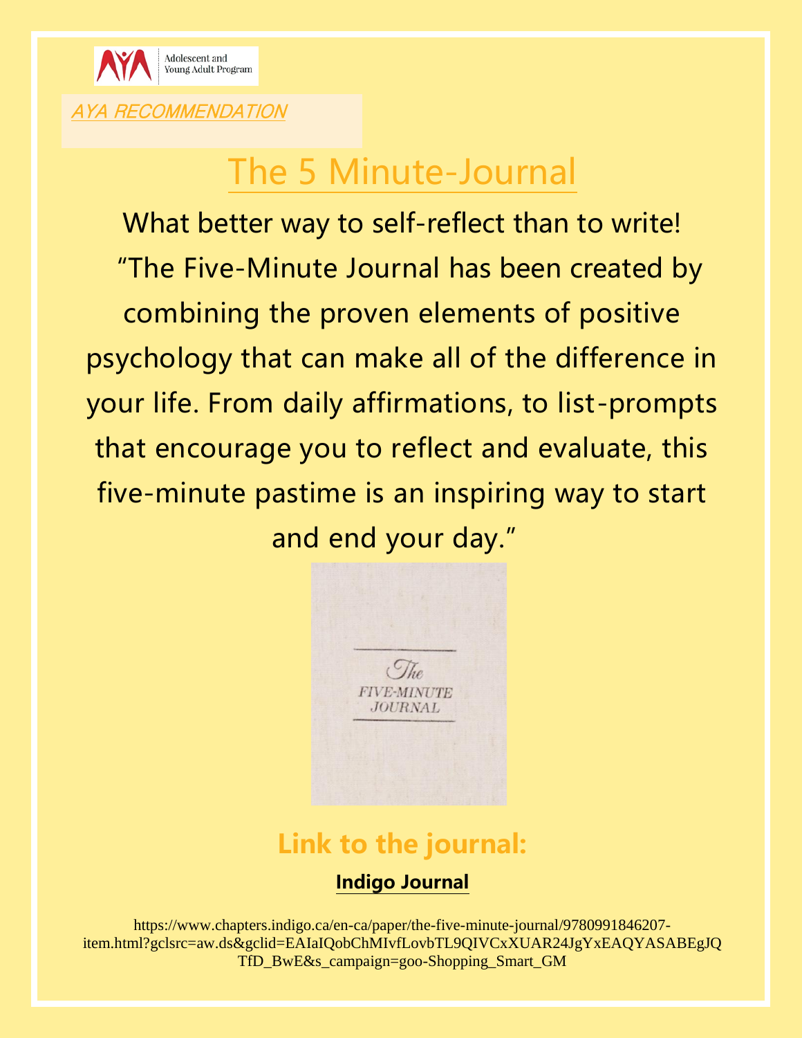Adolescent and Young Adult Program

*AYA RECOMMENDATION*

# The 5 Minute-Journal

What better way to self-reflect than to write!

"The Five-Minute Journal has been created by combining the proven elements of positive psychology that can make all of the difference in your life. From daily affirmations, to list-prompts that encourage you to reflect and evaluate, this five-minute pastime is an inspiring way to start and end your day."

The FIVE-MINUTE JOURNAL

## Link to the journal:

**Indigo Journal**

https://www.chapters.indigo.ca/en-ca/paper/the-five-minute-journal/9780991846207-item.html?gclsrc=aw.ds&gclid=EAIaIQobChMIvfLovbTL9QIVCxXUAR24JgYxEAQYASABEgJQTfD_BwE&s_campaign=goo-Shopping_Smart_GM